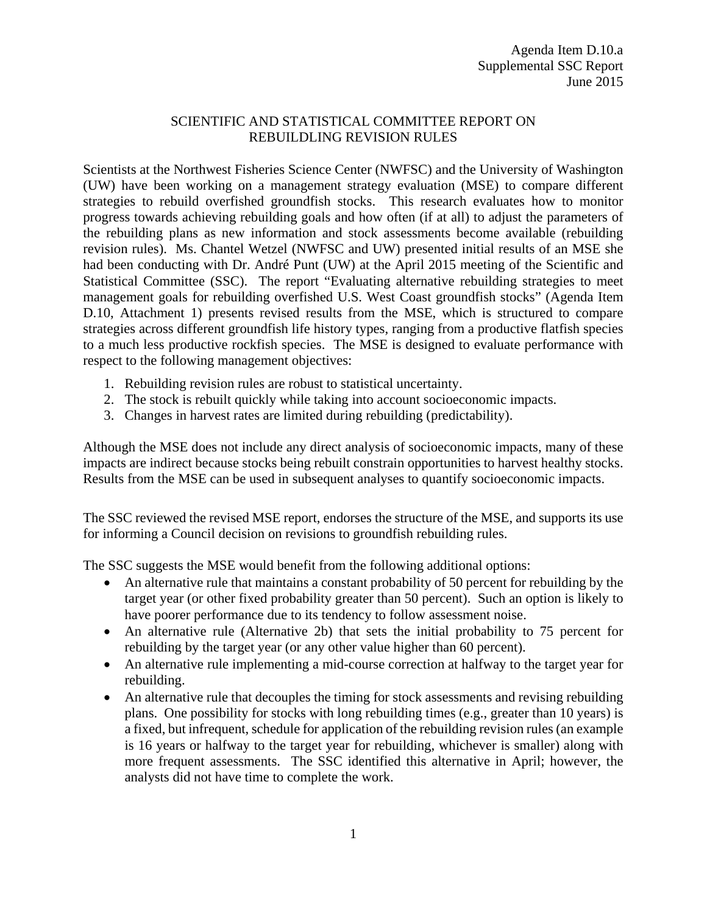Agenda Item D.10.a
Supplemental SSC Report
June 2015

# SCIENTIFIC AND STATISTICAL COMMITTEE REPORT ON REBUILDLING REVISION RULES

Scientists at the Northwest Fisheries Science Center (NWFSC) and the University of Washington (UW) have been working on a management strategy evaluation (MSE) to compare different strategies to rebuild overfished groundfish stocks. This research evaluates how to monitor progress towards achieving rebuilding goals and how often (if at all) to adjust the parameters of the rebuilding plans as new information and stock assessments become available (rebuilding revision rules). Ms. Chantel Wetzel (NWFSC and UW) presented initial results of an MSE she had been conducting with Dr. André Punt (UW) at the April 2015 meeting of the Scientific and Statistical Committee (SSC). The report "Evaluating alternative rebuilding strategies to meet management goals for rebuilding overfished U.S. West Coast groundfish stocks" (Agenda Item D.10, Attachment 1) presents revised results from the MSE, which is structured to compare strategies across different groundfish life history types, ranging from a productive flatfish species to a much less productive rockfish species. The MSE is designed to evaluate performance with respect to the following management objectives:

1. Rebuilding revision rules are robust to statistical uncertainty.
2. The stock is rebuilt quickly while taking into account socioeconomic impacts.
3. Changes in harvest rates are limited during rebuilding (predictability).

Although the MSE does not include any direct analysis of socioeconomic impacts, many of these impacts are indirect because stocks being rebuilt constrain opportunities to harvest healthy stocks. Results from the MSE can be used in subsequent analyses to quantify socioeconomic impacts.

The SSC reviewed the revised MSE report, endorses the structure of the MSE, and supports its use for informing a Council decision on revisions to groundfish rebuilding rules.

The SSC suggests the MSE would benefit from the following additional options:

- An alternative rule that maintains a constant probability of 50 percent for rebuilding by the target year (or other fixed probability greater than 50 percent). Such an option is likely to have poorer performance due to its tendency to follow assessment noise.
- An alternative rule (Alternative 2b) that sets the initial probability to 75 percent for rebuilding by the target year (or any other value higher than 60 percent).
- An alternative rule implementing a mid-course correction at halfway to the target year for rebuilding.
- An alternative rule that decouples the timing for stock assessments and revising rebuilding plans. One possibility for stocks with long rebuilding times (e.g., greater than 10 years) is a fixed, but infrequent, schedule for application of the rebuilding revision rules (an example is 16 years or halfway to the target year for rebuilding, whichever is smaller) along with more frequent assessments. The SSC identified this alternative in April; however, the analysts did not have time to complete the work.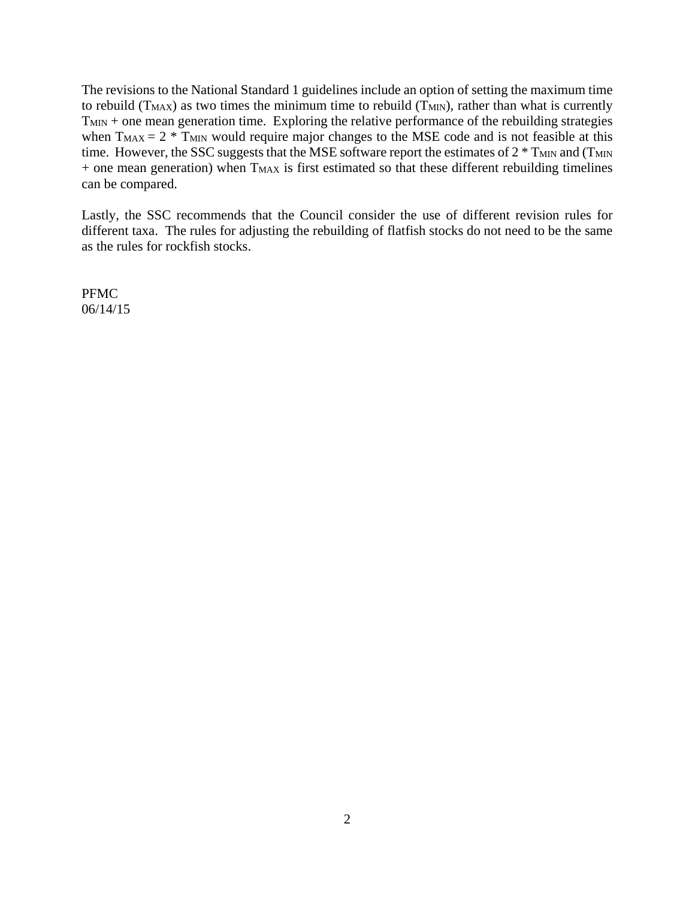The revisions to the National Standard 1 guidelines include an option of setting the maximum time to rebuild ($T_{MAX}$) as two times the minimum time to rebuild ($T_{MIN}$), rather than what is currently $T_{MIN}$ + one mean generation time. Exploring the relative performance of the rebuilding strategies when $T_{MAX} = 2 * T_{MIN}$ would require major changes to the MSE code and is not feasible at this time. However, the SSC suggests that the MSE software report the estimates of $2 * T_{MIN}$ and ($T_{MIN}$ + one mean generation) when $T_{MAX}$ is first estimated so that these different rebuilding timelines can be compared.

Lastly, the SSC recommends that the Council consider the use of different revision rules for different taxa. The rules for adjusting the rebuilding of flatfish stocks do not need to be the same as the rules for rockfish stocks.

PFMC
06/14/15